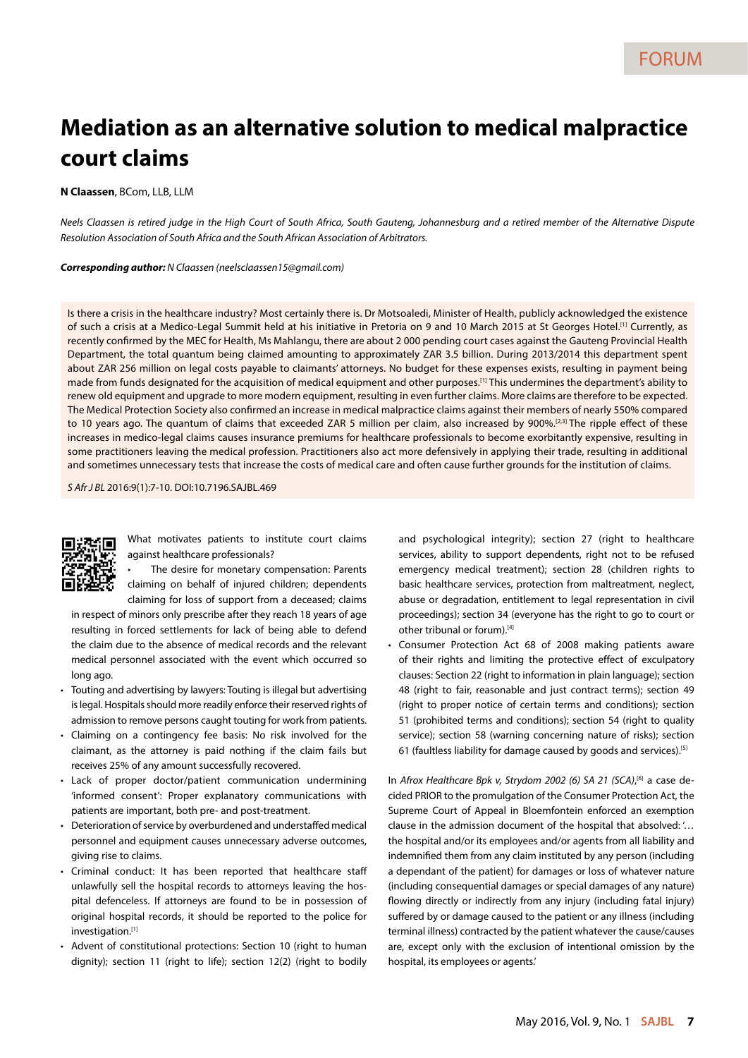FORUM

# Mediation as an alternative solution to medical malpractice court claims

**N Claassen**, BCom, LLB, LLM

*Neels Claassen is retired judge in the High Court of South Africa, South Gauteng, Johannesburg and a retired member of the Alternative Dispute Resolution Association of South Africa and the South African Association of Arbitrators.*

***Corresponding author:** N Claassen (neelsclaassen15@gmail.com)*

Is there a crisis in the healthcare industry? Most certainly there is. Dr Motsoaledi, Minister of Health, publicly acknowledged the existence of such a crisis at a Medico-Legal Summit held at his initiative in Pretoria on 9 and 10 March 2015 at St Georges Hotel.[1] Currently, as recently confirmed by the MEC for Health, Ms Mahlangu, there are about 2 000 pending court cases against the Gauteng Provincial Health Department, the total quantum being claimed amounting to approximately ZAR 3.5 billion. During 2013/2014 this department spent about ZAR 256 million on legal costs payable to claimants' attorneys. No budget for these expenses exists, resulting in payment being made from funds designated for the acquisition of medical equipment and other purposes.[1] This undermines the department's ability to renew old equipment and upgrade to more modern equipment, resulting in even further claims. More claims are therefore to be expected. The Medical Protection Society also confirmed an increase in medical malpractice claims against their members of nearly 550% compared to 10 years ago. The quantum of claims that exceeded ZAR 5 million per claim, also increased by 900%.[2,3] The ripple effect of these increases in medico-legal claims causes insurance premiums for healthcare professionals to become exorbitantly expensive, resulting in some practitioners leaving the medical profession. Practitioners also act more defensively in applying their trade, resulting in additional and sometimes unnecessary tests that increase the costs of medical care and often cause further grounds for the institution of claims.

*S Afr J BL* 2016:9(1):7-10. DOI:10.7196.SAJBL.469

What motivates patients to institute court claims against healthcare professionals?

- The desire for monetary compensation: Parents claiming on behalf of injured children; dependents claiming for loss of support from a deceased; claims in respect of minors only prescribe after they reach 18 years of age resulting in forced settlements for lack of being able to defend the claim due to the absence of medical records and the relevant medical personnel associated with the event which occurred so long ago.
- Touting and advertising by lawyers: Touting is illegal but advertising is legal. Hospitals should more readily enforce their reserved rights of admission to remove persons caught touting for work from patients.
- Claiming on a contingency fee basis: No risk involved for the claimant, as the attorney is paid nothing if the claim fails but receives 25% of any amount successfully recovered.
- Lack of proper doctor/patient communication undermining 'informed consent': Proper explanatory communications with patients are important, both pre- and post-treatment.
- Deterioration of service by overburdened and understaffed medical personnel and equipment causes unnecessary adverse outcomes, giving rise to claims.
- Criminal conduct: It has been reported that healthcare staff unlawfully sell the hospital records to attorneys leaving the hospital defenceless. If attorneys are found to be in possession of original hospital records, it should be reported to the police for investigation.[1]
- Advent of constitutional protections: Section 10 (right to human dignity); section 11 (right to life); section 12(2) (right to bodily and psychological integrity); section 27 (right to healthcare services, ability to support dependents, right not to be refused emergency medical treatment); section 28 (children rights to basic healthcare services, protection from maltreatment, neglect, abuse or degradation, entitlement to legal representation in civil proceedings); section 34 (everyone has the right to go to court or other tribunal or forum).[4]
- Consumer Protection Act 68 of 2008 making patients aware of their rights and limiting the protective effect of exculpatory clauses: Section 22 (right to information in plain language); section 48 (right to fair, reasonable and just contract terms); section 49 (right to proper notice of certain terms and conditions); section 51 (prohibited terms and conditions); section 54 (right to quality service); section 58 (warning concerning nature of risks); section 61 (faultless liability for damage caused by goods and services).[5]

In *Afrox Healthcare Bpk v, Strydom 2002 (6) SA 21 (SCA)*,[6] a case decided PRIOR to the promulgation of the Consumer Protection Act, the Supreme Court of Appeal in Bloemfontein enforced an exemption clause in the admission document of the hospital that absolved: '… the hospital and/or its employees and/or agents from all liability and indemnified them from any claim instituted by any person (including a dependant of the patient) for damages or loss of whatever nature (including consequential damages or special damages of any nature) flowing directly or indirectly from any injury (including fatal injury) suffered by or damage caused to the patient or any illness (including terminal illness) contracted by the patient whatever the cause/causes are, except only with the exclusion of intentional omission by the hospital, its employees or agents.'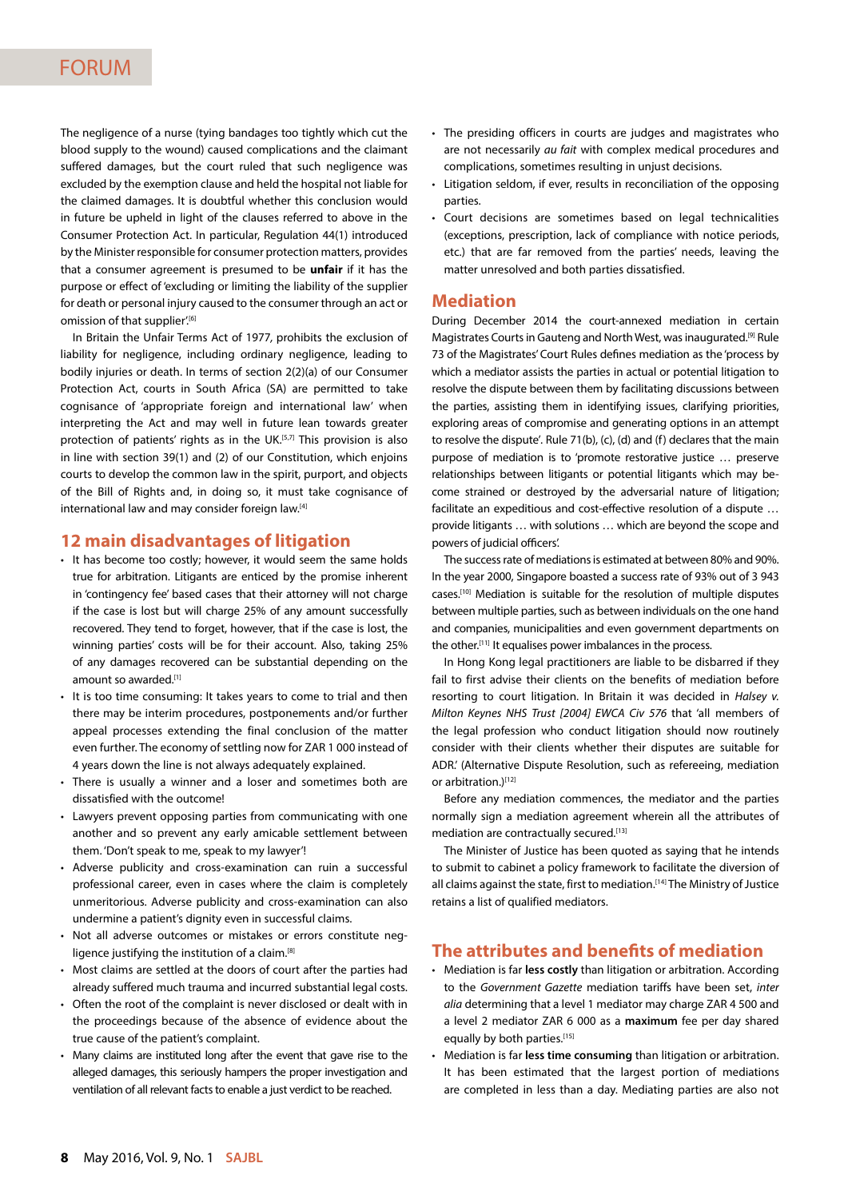The negligence of a nurse (tying bandages too tightly which cut the blood supply to the wound) caused complications and the claimant suffered damages, but the court ruled that such negligence was excluded by the exemption clause and held the hospital not liable for the claimed damages. It is doubtful whether this conclusion would in future be upheld in light of the clauses referred to above in the Consumer Protection Act. In particular, Regulation 44(1) introduced by the Minister responsible for consumer protection matters, provides that a consumer agreement is presumed to be **unfair** if it has the purpose or effect of 'excluding or limiting the liability of the supplier for death or personal injury caused to the consumer through an act or omission of that supplier'.[6]

In Britain the Unfair Terms Act of 1977, prohibits the exclusion of liability for negligence, including ordinary negligence, leading to bodily injuries or death. In terms of section 2(2)(a) of our Consumer Protection Act, courts in South Africa (SA) are permitted to take cognisance of 'appropriate foreign and international law' when interpreting the Act and may well in future lean towards greater protection of patients' rights as in the UK.[5,7] This provision is also in line with section 39(1) and (2) of our Constitution, which enjoins courts to develop the common law in the spirit, purport, and objects of the Bill of Rights and, in doing so, it must take cognisance of international law and may consider foreign law.[4]

## 12 main disadvantages of litigation

- It has become too costly; however, it would seem the same holds true for arbitration. Litigants are enticed by the promise inherent in 'contingency fee' based cases that their attorney will not charge if the case is lost but will charge 25% of any amount successfully recovered. They tend to forget, however, that if the case is lost, the winning parties' costs will be for their account. Also, taking 25% of any damages recovered can be substantial depending on the amount so awarded.[1]
- It is too time consuming: It takes years to come to trial and then there may be interim procedures, postponements and/or further appeal processes extending the final conclusion of the matter even further. The economy of settling now for ZAR 1 000 instead of 4 years down the line is not always adequately explained.
- There is usually a winner and a loser and sometimes both are dissatisfied with the outcome!
- Lawyers prevent opposing parties from communicating with one another and so prevent any early amicable settlement between them. 'Don't speak to me, speak to my lawyer'!
- Adverse publicity and cross-examination can ruin a successful professional career, even in cases where the claim is completely unmeritorious. Adverse publicity and cross-examination can also undermine a patient's dignity even in successful claims.
- Not all adverse outcomes or mistakes or errors constitute negligence justifying the institution of a claim.[8]
- Most claims are settled at the doors of court after the parties had already suffered much trauma and incurred substantial legal costs.
- Often the root of the complaint is never disclosed or dealt with in the proceedings because of the absence of evidence about the true cause of the patient's complaint.
- Many claims are instituted long after the event that gave rise to the alleged damages, this seriously hampers the proper investigation and ventilation of all relevant facts to enable a just verdict to be reached.
- The presiding officers in courts are judges and magistrates who are not necessarily *au fait* with complex medical procedures and complications, sometimes resulting in unjust decisions.
- Litigation seldom, if ever, results in reconciliation of the opposing parties.
- Court decisions are sometimes based on legal technicalities (exceptions, prescription, lack of compliance with notice periods, etc.) that are far removed from the parties' needs, leaving the matter unresolved and both parties dissatisfied.

## Mediation

During December 2014 the court-annexed mediation in certain Magistrates Courts in Gauteng and North West, was inaugurated.[9] Rule 73 of the Magistrates' Court Rules defines mediation as the 'process by which a mediator assists the parties in actual or potential litigation to resolve the dispute between them by facilitating discussions between the parties, assisting them in identifying issues, clarifying priorities, exploring areas of compromise and generating options in an attempt to resolve the dispute'. Rule 71(b), (c), (d) and (f) declares that the main purpose of mediation is to 'promote restorative justice … preserve relationships between litigants or potential litigants which may become strained or destroyed by the adversarial nature of litigation; facilitate an expeditious and cost-effective resolution of a dispute … provide litigants … with solutions … which are beyond the scope and powers of judicial officers'.

The success rate of mediations is estimated at between 80% and 90%. In the year 2000, Singapore boasted a success rate of 93% out of 3 943 cases.[10] Mediation is suitable for the resolution of multiple disputes between multiple parties, such as between individuals on the one hand and companies, municipalities and even government departments on the other.[11] It equalises power imbalances in the process.

In Hong Kong legal practitioners are liable to be disbarred if they fail to first advise their clients on the benefits of mediation before resorting to court litigation. In Britain it was decided in *Halsey v. Milton Keynes NHS Trust [2004] EWCA Civ 576* that 'all members of the legal profession who conduct litigation should now routinely consider with their clients whether their disputes are suitable for ADR.' (Alternative Dispute Resolution, such as refereeing, mediation or arbitration.)[12]

Before any mediation commences, the mediator and the parties normally sign a mediation agreement wherein all the attributes of mediation are contractually secured.[13]

The Minister of Justice has been quoted as saying that he intends to submit to cabinet a policy framework to facilitate the diversion of all claims against the state, first to mediation.[14] The Ministry of Justice retains a list of qualified mediators.

## The attributes and benefits of mediation

- Mediation is far **less costly** than litigation or arbitration. According to the *Government Gazette* mediation tariffs have been set, *inter alia* determining that a level 1 mediator may charge ZAR 4 500 and a level 2 mediator ZAR 6 000 as a **maximum** fee per day shared equally by both parties.[15]
- Mediation is far **less time consuming** than litigation or arbitration. It has been estimated that the largest portion of mediations are completed in less than a day. Mediating parties are also not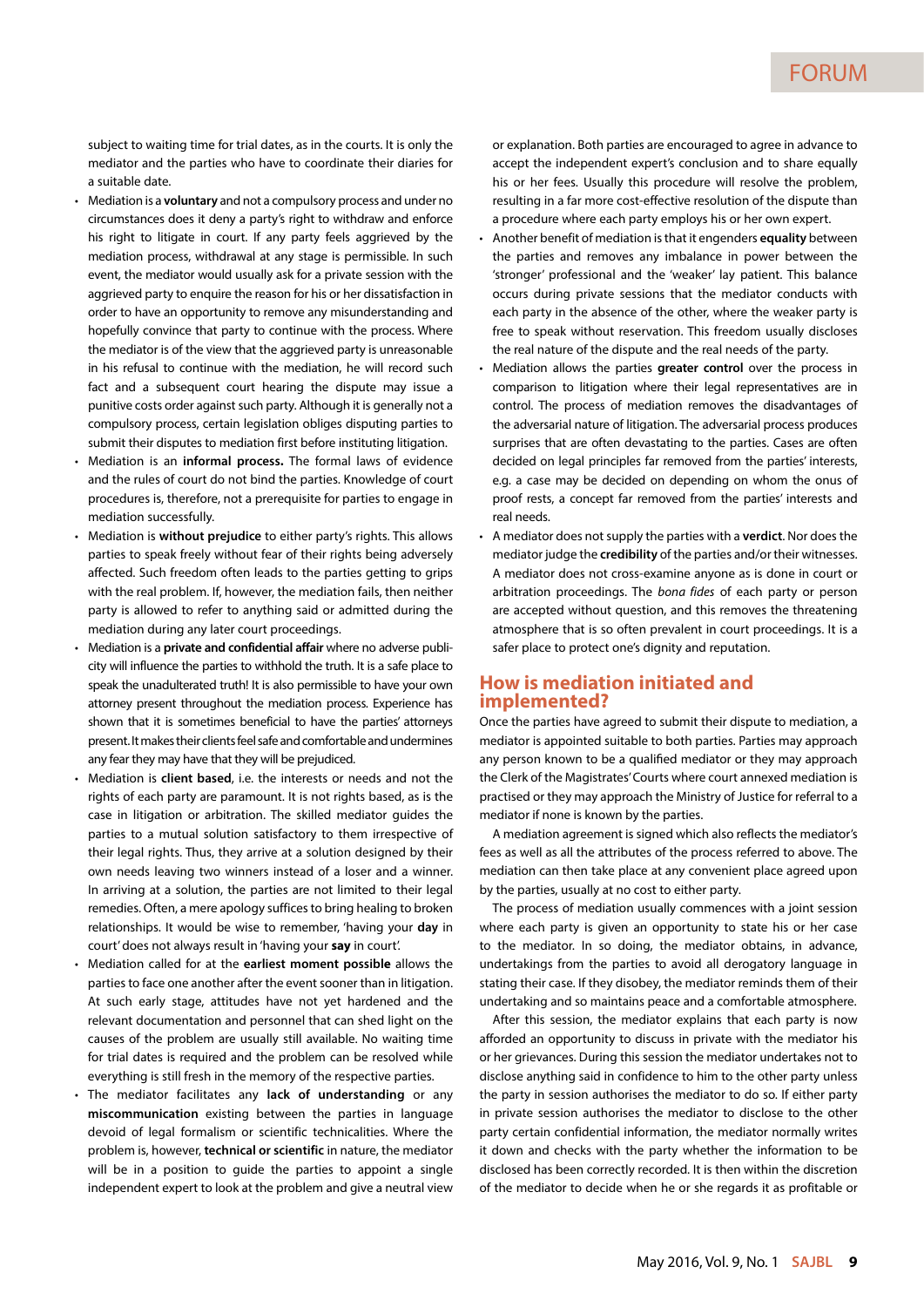subject to waiting time for trial dates, as in the courts. It is only the mediator and the parties who have to coordinate their diaries for a suitable date.

- Mediation is a **voluntary** and not a compulsory process and under no circumstances does it deny a party's right to withdraw and enforce his right to litigate in court. If any party feels aggrieved by the mediation process, withdrawal at any stage is permissible. In such event, the mediator would usually ask for a private session with the aggrieved party to enquire the reason for his or her dissatisfaction in order to have an opportunity to remove any misunderstanding and hopefully convince that party to continue with the process. Where the mediator is of the view that the aggrieved party is unreasonable in his refusal to continue with the mediation, he will record such fact and a subsequent court hearing the dispute may issue a punitive costs order against such party. Although it is generally not a compulsory process, certain legislation obliges disputing parties to submit their disputes to mediation first before instituting litigation.
- Mediation is an **informal process.** The formal laws of evidence and the rules of court do not bind the parties. Knowledge of court procedures is, therefore, not a prerequisite for parties to engage in mediation successfully.
- Mediation is **without prejudice** to either party's rights. This allows parties to speak freely without fear of their rights being adversely affected. Such freedom often leads to the parties getting to grips with the real problem. If, however, the mediation fails, then neither party is allowed to refer to anything said or admitted during the mediation during any later court proceedings.
- Mediation is a **private and confidential affair** where no adverse publicity will influence the parties to withhold the truth. It is a safe place to speak the unadulterated truth! It is also permissible to have your own attorney present throughout the mediation process. Experience has shown that it is sometimes beneficial to have the parties' attorneys present. It makes their clients feel safe and comfortable and undermines any fear they may have that they will be prejudiced.
- Mediation is **client based**, i.e. the interests or needs and not the rights of each party are paramount. It is not rights based, as is the case in litigation or arbitration. The skilled mediator guides the parties to a mutual solution satisfactory to them irrespective of their legal rights. Thus, they arrive at a solution designed by their own needs leaving two winners instead of a loser and a winner. In arriving at a solution, the parties are not limited to their legal remedies. Often, a mere apology suffices to bring healing to broken relationships. It would be wise to remember, 'having your **day** in court' does not always result in 'having your **say** in court'.
- Mediation called for at the **earliest moment possible** allows the parties to face one another after the event sooner than in litigation. At such early stage, attitudes have not yet hardened and the relevant documentation and personnel that can shed light on the causes of the problem are usually still available. No waiting time for trial dates is required and the problem can be resolved while everything is still fresh in the memory of the respective parties.
- The mediator facilitates any **lack of understanding** or any **miscommunication** existing between the parties in language devoid of legal formalism or scientific technicalities. Where the problem is, however, **technical or scientific** in nature, the mediator will be in a position to guide the parties to appoint a single independent expert to look at the problem and give a neutral view or explanation. Both parties are encouraged to agree in advance to accept the independent expert's conclusion and to share equally his or her fees. Usually this procedure will resolve the problem, resulting in a far more cost-effective resolution of the dispute than a procedure where each party employs his or her own expert.
- Another benefit of mediation is that it engenders **equality** between the parties and removes any imbalance in power between the 'stronger' professional and the 'weaker' lay patient. This balance occurs during private sessions that the mediator conducts with each party in the absence of the other, where the weaker party is free to speak without reservation. This freedom usually discloses the real nature of the dispute and the real needs of the party.
- Mediation allows the parties **greater control** over the process in comparison to litigation where their legal representatives are in control. The process of mediation removes the disadvantages of the adversarial nature of litigation. The adversarial process produces surprises that are often devastating to the parties. Cases are often decided on legal principles far removed from the parties' interests, e.g. a case may be decided on depending on whom the onus of proof rests, a concept far removed from the parties' interests and real needs.
- A mediator does not supply the parties with a **verdict**. Nor does the mediator judge the **credibility** of the parties and/or their witnesses. A mediator does not cross-examine anyone as is done in court or arbitration proceedings. The *bona fides* of each party or person are accepted without question, and this removes the threatening atmosphere that is so often prevalent in court proceedings. It is a safer place to protect one's dignity and reputation.

## How is mediation initiated and implemented?

Once the parties have agreed to submit their dispute to mediation, a mediator is appointed suitable to both parties. Parties may approach any person known to be a qualified mediator or they may approach the Clerk of the Magistrates' Courts where court annexed mediation is practised or they may approach the Ministry of Justice for referral to a mediator if none is known by the parties.

A mediation agreement is signed which also reflects the mediator's fees as well as all the attributes of the process referred to above. The mediation can then take place at any convenient place agreed upon by the parties, usually at no cost to either party.

The process of mediation usually commences with a joint session where each party is given an opportunity to state his or her case to the mediator. In so doing, the mediator obtains, in advance, undertakings from the parties to avoid all derogatory language in stating their case. If they disobey, the mediator reminds them of their undertaking and so maintains peace and a comfortable atmosphere.

After this session, the mediator explains that each party is now afforded an opportunity to discuss in private with the mediator his or her grievances. During this session the mediator undertakes not to disclose anything said in confidence to him to the other party unless the party in session authorises the mediator to do so. If either party in private session authorises the mediator to disclose to the other party certain confidential information, the mediator normally writes it down and checks with the party whether the information to be disclosed has been correctly recorded. It is then within the discretion of the mediator to decide when he or she regards it as profitable or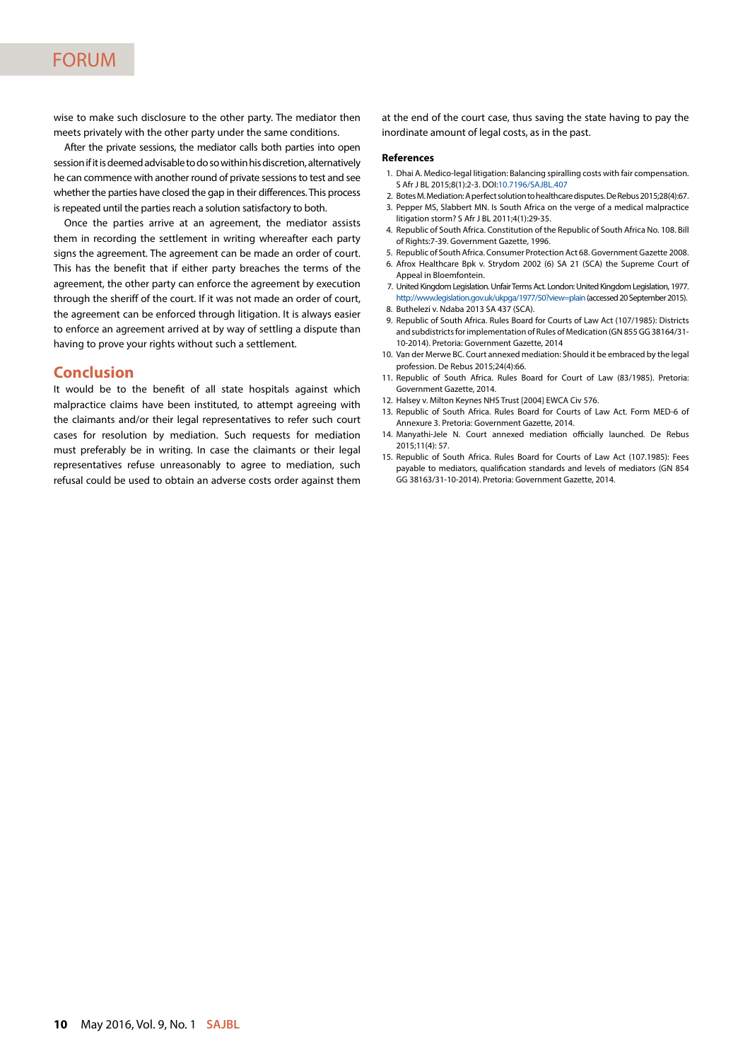wise to make such disclosure to the other party. The mediator then meets privately with the other party under the same conditions.

After the private sessions, the mediator calls both parties into open session if it is deemed advisable to do so within his discretion, alternatively he can commence with another round of private sessions to test and see whether the parties have closed the gap in their differences. This process is repeated until the parties reach a solution satisfactory to both.

Once the parties arrive at an agreement, the mediator assists them in recording the settlement in writing whereafter each party signs the agreement. The agreement can be made an order of court. This has the benefit that if either party breaches the terms of the agreement, the other party can enforce the agreement by execution through the sheriff of the court. If it was not made an order of court, the agreement can be enforced through litigation. It is always easier to enforce an agreement arrived at by way of settling a dispute than having to prove your rights without such a settlement.

## Conclusion

It would be to the benefit of all state hospitals against which malpractice claims have been instituted, to attempt agreeing with the claimants and/or their legal representatives to refer such court cases for resolution by mediation. Such requests for mediation must preferably be in writing. In case the claimants or their legal representatives refuse unreasonably to agree to mediation, such refusal could be used to obtain an adverse costs order against them at the end of the court case, thus saving the state having to pay the inordinate amount of legal costs, as in the past.

### References

1. Dhai A. Medico-legal litigation: Balancing spiralling costs with fair compensation. S Afr J BL 2015;8(1):2-3. DOI:10.7196/SAJBL.407
2. Botes M. Mediation: A perfect solution to healthcare disputes. De Rebus 2015;28(4):67.
3. Pepper MS, Slabbert MN. Is South Africa on the verge of a medical malpractice litigation storm? S Afr J BL 2011;4(1):29-35.
4. Republic of South Africa. Constitution of the Republic of South Africa No. 108. Bill of Rights:7-39. Government Gazette, 1996.
5. Republic of South Africa. Consumer Protection Act 68. Government Gazette 2008.
6. Afrox Healthcare Bpk v. Strydom 2002 (6) SA 21 (SCA) the Supreme Court of Appeal in Bloemfontein.
7. United Kingdom Legislation. Unfair Terms Act. London: United Kingdom Legislation, 1977. http://www.legislation.gov.uk/ukpga/1977/50?view=plain (accessed 20 September 2015).
8. Buthelezi v. Ndaba 2013 SA 437 (SCA).
9. Republic of South Africa. Rules Board for Courts of Law Act (107/1985): Districts and subdistricts for implementation of Rules of Medication (GN 855 GG 38164/31-10-2014). Pretoria: Government Gazette, 2014
10. Van der Merwe BC. Court annexed mediation: Should it be embraced by the legal profession. De Rebus 2015;24(4):66.
11. Republic of South Africa. Rules Board for Court of Law (83/1985). Pretoria: Government Gazette, 2014.
12. Halsey v. Milton Keynes NHS Trust [2004] EWCA Civ 576.
13. Republic of South Africa. Rules Board for Courts of Law Act. Form MED-6 of Annexure 3. Pretoria: Government Gazette, 2014.
14. Manyathi-Jele N. Court annexed mediation officially launched. De Rebus 2015;11(4): 57.
15. Republic of South Africa. Rules Board for Courts of Law Act (107.1985): Fees payable to mediators, qualification standards and levels of mediators (GN 854 GG 38163/31-10-2014). Pretoria: Government Gazette, 2014.